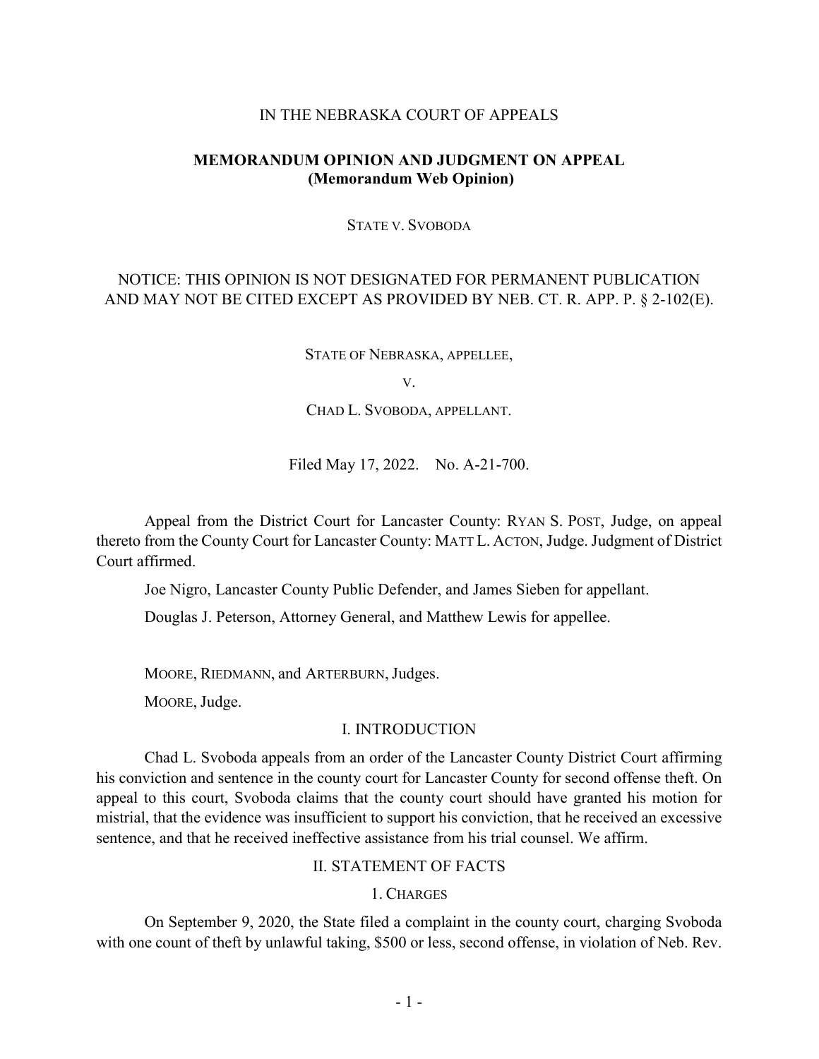IN THE NEBRASKA COURT OF APPEALS

**MEMORANDUM OPINION AND JUDGMENT ON APPEAL**
**(Memorandum Web Opinion)**

STATE V. SVOBODA

NOTICE: THIS OPINION IS NOT DESIGNATED FOR PERMANENT PUBLICATION AND MAY NOT BE CITED EXCEPT AS PROVIDED BY NEB. CT. R. APP. P. § 2-102(E).

STATE OF NEBRASKA, APPELLEE,

V.

CHAD L. SVOBODA, APPELLANT.

Filed May 17, 2022. No. A-21-700.

Appeal from the District Court for Lancaster County: RYAN S. POST, Judge, on appeal thereto from the County Court for Lancaster County: MATT L. ACTON, Judge. Judgment of District Court affirmed.

Joe Nigro, Lancaster County Public Defender, and James Sieben for appellant.

Douglas J. Peterson, Attorney General, and Matthew Lewis for appellee.

MOORE, RIEDMANN, and ARTERBURN, Judges.

MOORE, Judge.

## I. INTRODUCTION

Chad L. Svoboda appeals from an order of the Lancaster County District Court affirming his conviction and sentence in the county court for Lancaster County for second offense theft. On appeal to this court, Svoboda claims that the county court should have granted his motion for mistrial, that the evidence was insufficient to support his conviction, that he received an excessive sentence, and that he received ineffective assistance from his trial counsel. We affirm.

## II. STATEMENT OF FACTS

### 1. CHARGES

On September 9, 2020, the State filed a complaint in the county court, charging Svoboda with one count of theft by unlawful taking, $500 or less, second offense, in violation of Neb. Rev.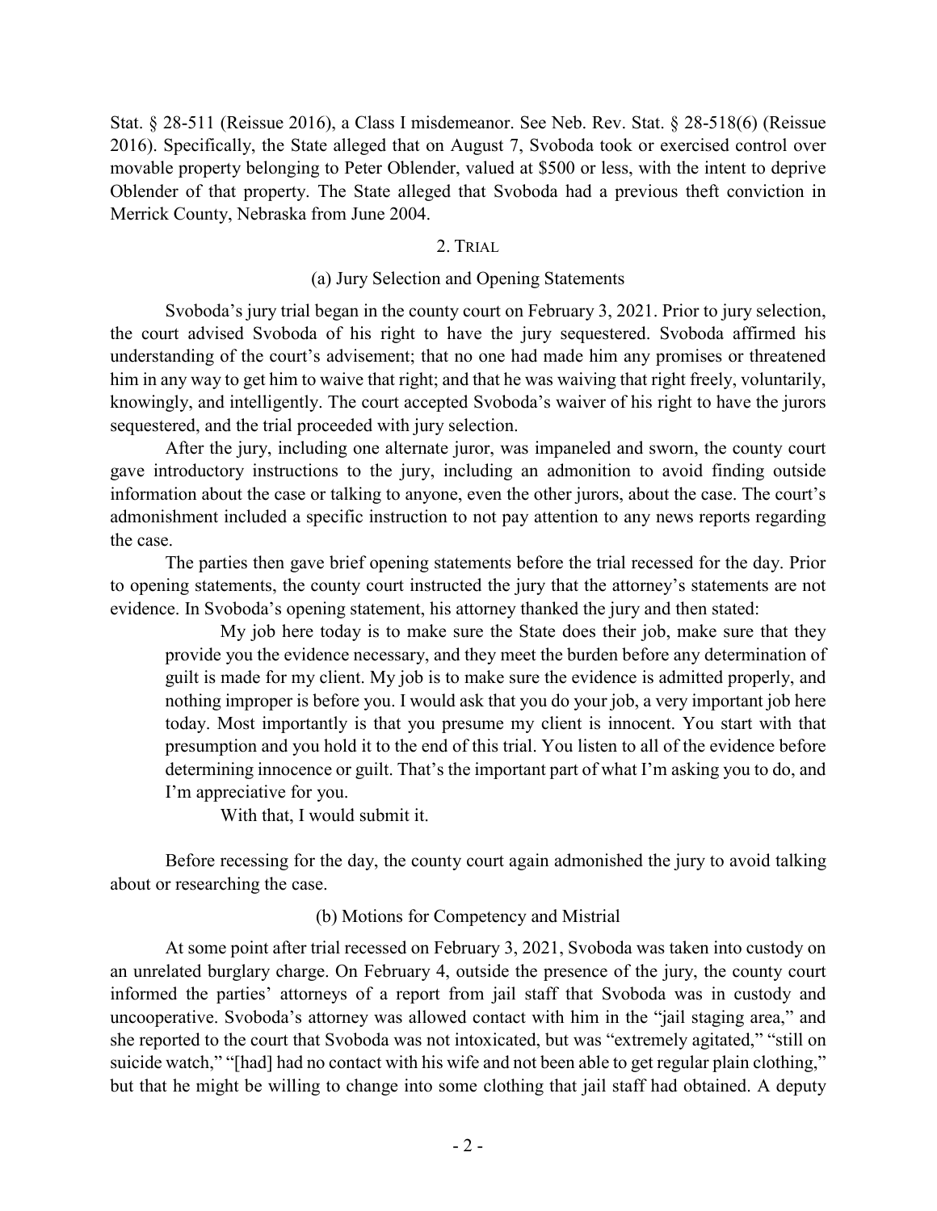Stat. § 28-511 (Reissue 2016), a Class I misdemeanor. See Neb. Rev. Stat. § 28-518(6) (Reissue 2016). Specifically, the State alleged that on August 7, Svoboda took or exercised control over movable property belonging to Peter Oblender, valued at $500 or less, with the intent to deprive Oblender of that property. The State alleged that Svoboda had a previous theft conviction in Merrick County, Nebraska from June 2004.

### 2. Trial

#### (a) Jury Selection and Opening Statements

Svoboda's jury trial began in the county court on February 3, 2021. Prior to jury selection, the court advised Svoboda of his right to have the jury sequestered. Svoboda affirmed his understanding of the court's advisement; that no one had made him any promises or threatened him in any way to get him to waive that right; and that he was waiving that right freely, voluntarily, knowingly, and intelligently. The court accepted Svoboda's waiver of his right to have the jurors sequestered, and the trial proceeded with jury selection.

After the jury, including one alternate juror, was impaneled and sworn, the county court gave introductory instructions to the jury, including an admonition to avoid finding outside information about the case or talking to anyone, even the other jurors, about the case. The court's admonishment included a specific instruction to not pay attention to any news reports regarding the case.

The parties then gave brief opening statements before the trial recessed for the day. Prior to opening statements, the county court instructed the jury that the attorney's statements are not evidence. In Svoboda's opening statement, his attorney thanked the jury and then stated:

> My job here today is to make sure the State does their job, make sure that they provide you the evidence necessary, and they meet the burden before any determination of guilt is made for my client. My job is to make sure the evidence is admitted properly, and nothing improper is before you. I would ask that you do your job, a very important job here today. Most importantly is that you presume my client is innocent. You start with that presumption and you hold it to the end of this trial. You listen to all of the evidence before determining innocence or guilt. That's the important part of what I'm asking you to do, and I'm appreciative for you.
>
> With that, I would submit it.

Before recessing for the day, the county court again admonished the jury to avoid talking about or researching the case.

#### (b) Motions for Competency and Mistrial

At some point after trial recessed on February 3, 2021, Svoboda was taken into custody on an unrelated burglary charge. On February 4, outside the presence of the jury, the county court informed the parties' attorneys of a report from jail staff that Svoboda was in custody and uncooperative. Svoboda's attorney was allowed contact with him in the "jail staging area," and she reported to the court that Svoboda was not intoxicated, but was "extremely agitated," "still on suicide watch," "[had] had no contact with his wife and not been able to get regular plain clothing," but that he might be willing to change into some clothing that jail staff had obtained. A deputy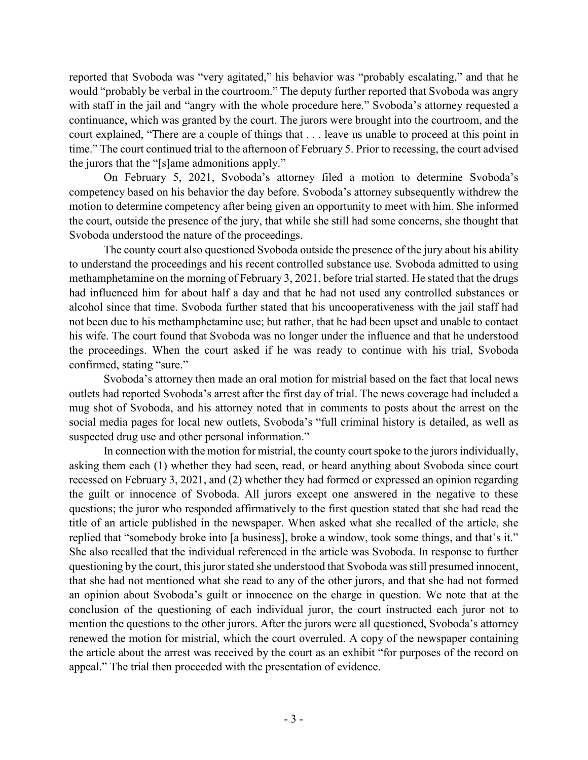reported that Svoboda was "very agitated," his behavior was "probably escalating," and that he would "probably be verbal in the courtroom." The deputy further reported that Svoboda was angry with staff in the jail and "angry with the whole procedure here." Svoboda's attorney requested a continuance, which was granted by the court. The jurors were brought into the courtroom, and the court explained, "There are a couple of things that . . . leave us unable to proceed at this point in time." The court continued trial to the afternoon of February 5. Prior to recessing, the court advised the jurors that the "[s]ame admonitions apply."

On February 5, 2021, Svoboda's attorney filed a motion to determine Svoboda's competency based on his behavior the day before. Svoboda's attorney subsequently withdrew the motion to determine competency after being given an opportunity to meet with him. She informed the court, outside the presence of the jury, that while she still had some concerns, she thought that Svoboda understood the nature of the proceedings.

The county court also questioned Svoboda outside the presence of the jury about his ability to understand the proceedings and his recent controlled substance use. Svoboda admitted to using methamphetamine on the morning of February 3, 2021, before trial started. He stated that the drugs had influenced him for about half a day and that he had not used any controlled substances or alcohol since that time. Svoboda further stated that his uncooperativeness with the jail staff had not been due to his methamphetamine use; but rather, that he had been upset and unable to contact his wife. The court found that Svoboda was no longer under the influence and that he understood the proceedings. When the court asked if he was ready to continue with his trial, Svoboda confirmed, stating "sure."

Svoboda's attorney then made an oral motion for mistrial based on the fact that local news outlets had reported Svoboda's arrest after the first day of trial. The news coverage had included a mug shot of Svoboda, and his attorney noted that in comments to posts about the arrest on the social media pages for local new outlets, Svoboda's "full criminal history is detailed, as well as suspected drug use and other personal information."

In connection with the motion for mistrial, the county court spoke to the jurors individually, asking them each (1) whether they had seen, read, or heard anything about Svoboda since court recessed on February 3, 2021, and (2) whether they had formed or expressed an opinion regarding the guilt or innocence of Svoboda. All jurors except one answered in the negative to these questions; the juror who responded affirmatively to the first question stated that she had read the title of an article published in the newspaper. When asked what she recalled of the article, she replied that "somebody broke into [a business], broke a window, took some things, and that's it." She also recalled that the individual referenced in the article was Svoboda. In response to further questioning by the court, this juror stated she understood that Svoboda was still presumed innocent, that she had not mentioned what she read to any of the other jurors, and that she had not formed an opinion about Svoboda's guilt or innocence on the charge in question. We note that at the conclusion of the questioning of each individual juror, the court instructed each juror not to mention the questions to the other jurors. After the jurors were all questioned, Svoboda's attorney renewed the motion for mistrial, which the court overruled. A copy of the newspaper containing the article about the arrest was received by the court as an exhibit "for purposes of the record on appeal." The trial then proceeded with the presentation of evidence.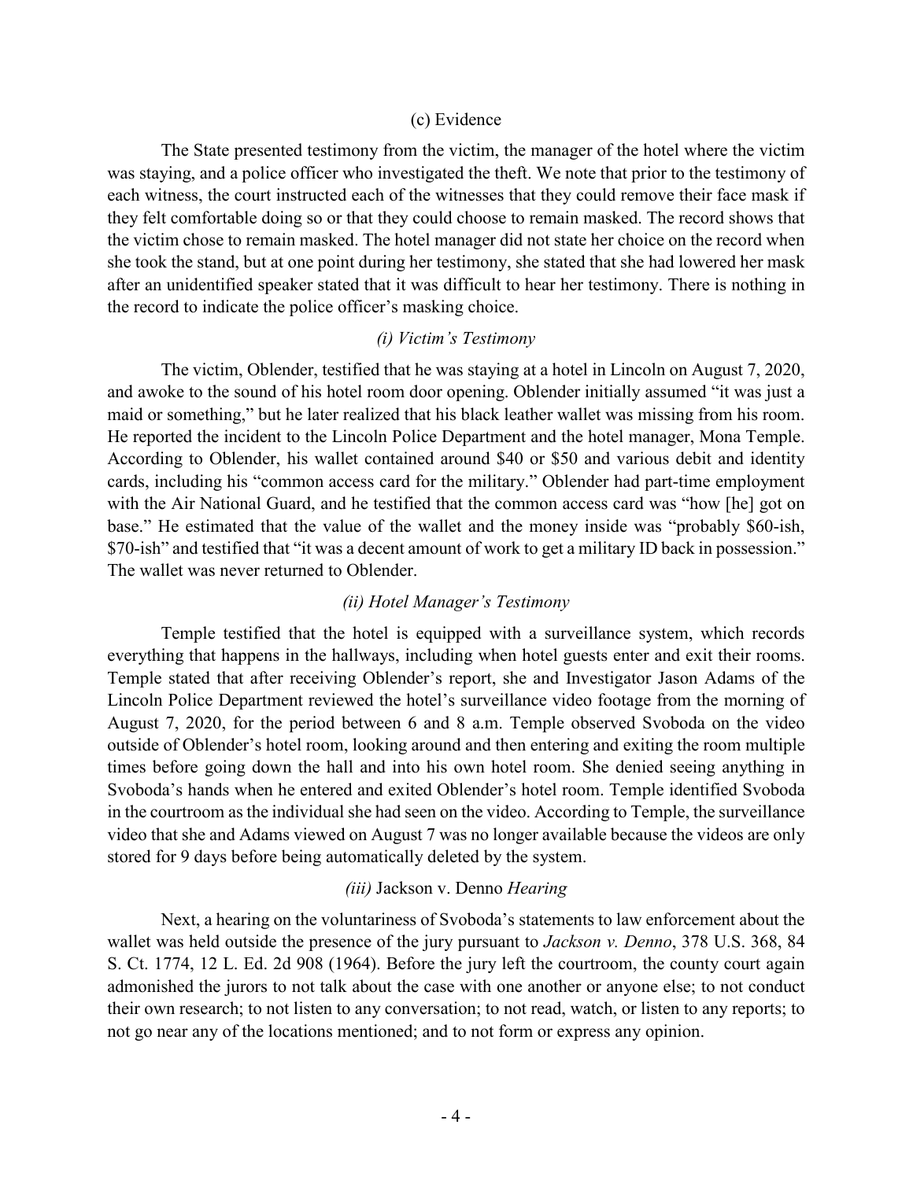### (c) Evidence

The State presented testimony from the victim, the manager of the hotel where the victim was staying, and a police officer who investigated the theft. We note that prior to the testimony of each witness, the court instructed each of the witnesses that they could remove their face mask if they felt comfortable doing so or that they could choose to remain masked. The record shows that the victim chose to remain masked. The hotel manager did not state her choice on the record when she took the stand, but at one point during her testimony, she stated that she had lowered her mask after an unidentified speaker stated that it was difficult to hear her testimony. There is nothing in the record to indicate the police officer's masking choice.

#### *(i) Victim's Testimony*

The victim, Oblender, testified that he was staying at a hotel in Lincoln on August 7, 2020, and awoke to the sound of his hotel room door opening. Oblender initially assumed "it was just a maid or something," but he later realized that his black leather wallet was missing from his room. He reported the incident to the Lincoln Police Department and the hotel manager, Mona Temple. According to Oblender, his wallet contained around $40 or $50 and various debit and identity cards, including his "common access card for the military." Oblender had part-time employment with the Air National Guard, and he testified that the common access card was "how [he] got on base." He estimated that the value of the wallet and the money inside was "probably $60-ish, $70-ish" and testified that "it was a decent amount of work to get a military ID back in possession." The wallet was never returned to Oblender.

#### *(ii) Hotel Manager's Testimony*

Temple testified that the hotel is equipped with a surveillance system, which records everything that happens in the hallways, including when hotel guests enter and exit their rooms. Temple stated that after receiving Oblender's report, she and Investigator Jason Adams of the Lincoln Police Department reviewed the hotel's surveillance video footage from the morning of August 7, 2020, for the period between 6 and 8 a.m. Temple observed Svoboda on the video outside of Oblender's hotel room, looking around and then entering and exiting the room multiple times before going down the hall and into his own hotel room. She denied seeing anything in Svoboda's hands when he entered and exited Oblender's hotel room. Temple identified Svoboda in the courtroom as the individual she had seen on the video. According to Temple, the surveillance video that she and Adams viewed on August 7 was no longer available because the videos are only stored for 9 days before being automatically deleted by the system.

#### *(iii)* Jackson v. Denno *Hearing*

Next, a hearing on the voluntariness of Svoboda's statements to law enforcement about the wallet was held outside the presence of the jury pursuant to *Jackson v. Denno*, 378 U.S. 368, 84 S. Ct. 1774, 12 L. Ed. 2d 908 (1964). Before the jury left the courtroom, the county court again admonished the jurors to not talk about the case with one another or anyone else; to not conduct their own research; to not listen to any conversation; to not read, watch, or listen to any reports; to not go near any of the locations mentioned; and to not form or express any opinion.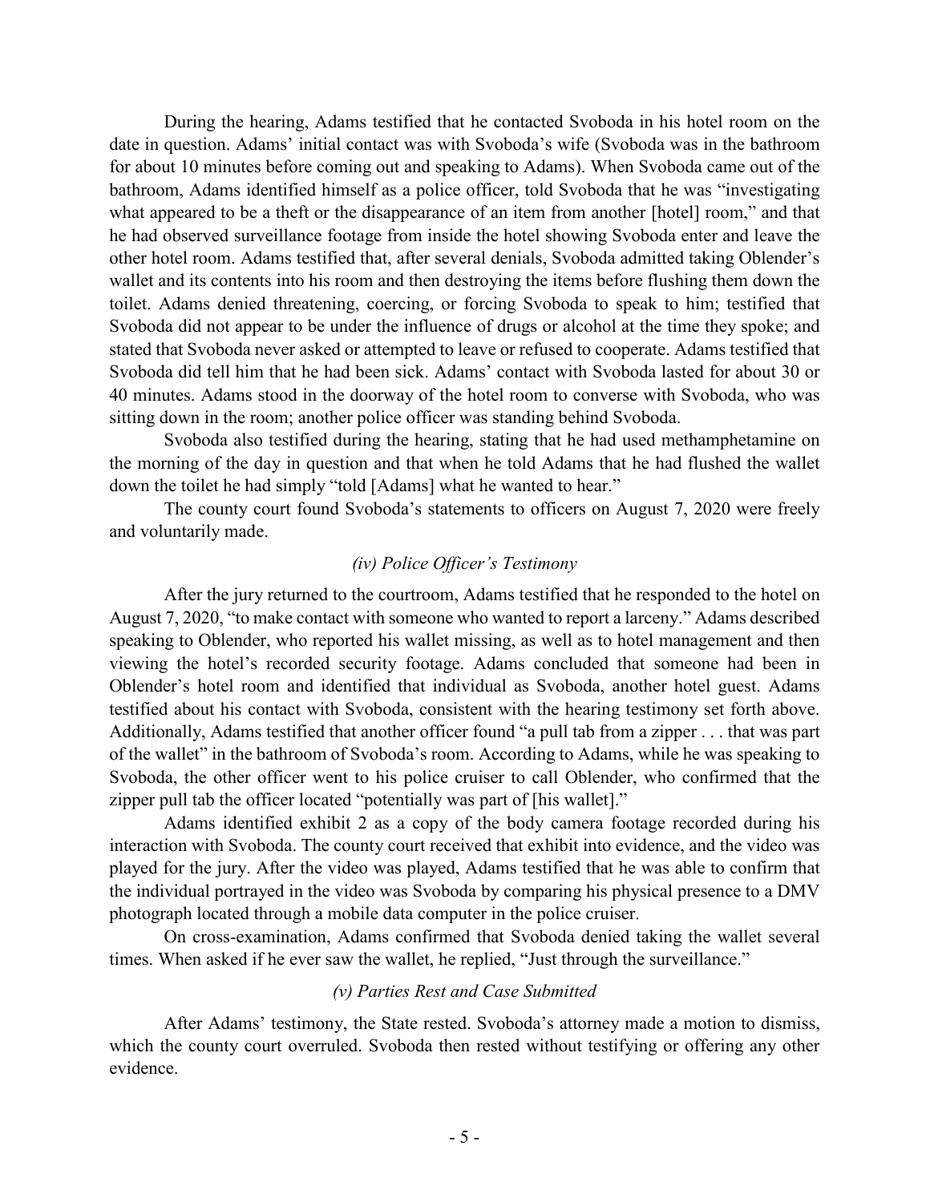During the hearing, Adams testified that he contacted Svoboda in his hotel room on the date in question. Adams' initial contact was with Svoboda's wife (Svoboda was in the bathroom for about 10 minutes before coming out and speaking to Adams). When Svoboda came out of the bathroom, Adams identified himself as a police officer, told Svoboda that he was "investigating what appeared to be a theft or the disappearance of an item from another [hotel] room," and that he had observed surveillance footage from inside the hotel showing Svoboda enter and leave the other hotel room. Adams testified that, after several denials, Svoboda admitted taking Oblender's wallet and its contents into his room and then destroying the items before flushing them down the toilet. Adams denied threatening, coercing, or forcing Svoboda to speak to him; testified that Svoboda did not appear to be under the influence of drugs or alcohol at the time they spoke; and stated that Svoboda never asked or attempted to leave or refused to cooperate. Adams testified that Svoboda did tell him that he had been sick. Adams' contact with Svoboda lasted for about 30 or 40 minutes. Adams stood in the doorway of the hotel room to converse with Svoboda, who was sitting down in the room; another police officer was standing behind Svoboda.

Svoboda also testified during the hearing, stating that he had used methamphetamine on the morning of the day in question and that when he told Adams that he had flushed the wallet down the toilet he had simply "told [Adams] what he wanted to hear."

The county court found Svoboda's statements to officers on August 7, 2020 were freely and voluntarily made.

#### *(iv) Police Officer's Testimony*

After the jury returned to the courtroom, Adams testified that he responded to the hotel on August 7, 2020, "to make contact with someone who wanted to report a larceny." Adams described speaking to Oblender, who reported his wallet missing, as well as to hotel management and then viewing the hotel's recorded security footage. Adams concluded that someone had been in Oblender's hotel room and identified that individual as Svoboda, another hotel guest. Adams testified about his contact with Svoboda, consistent with the hearing testimony set forth above. Additionally, Adams testified that another officer found "a pull tab from a zipper . . . that was part of the wallet" in the bathroom of Svoboda's room. According to Adams, while he was speaking to Svoboda, the other officer went to his police cruiser to call Oblender, who confirmed that the zipper pull tab the officer located "potentially was part of [his wallet]."

Adams identified exhibit 2 as a copy of the body camera footage recorded during his interaction with Svoboda. The county court received that exhibit into evidence, and the video was played for the jury. After the video was played, Adams testified that he was able to confirm that the individual portrayed in the video was Svoboda by comparing his physical presence to a DMV photograph located through a mobile data computer in the police cruiser.

On cross-examination, Adams confirmed that Svoboda denied taking the wallet several times. When asked if he ever saw the wallet, he replied, "Just through the surveillance."

#### *(v) Parties Rest and Case Submitted*

After Adams' testimony, the State rested. Svoboda's attorney made a motion to dismiss, which the county court overruled. Svoboda then rested without testifying or offering any other evidence.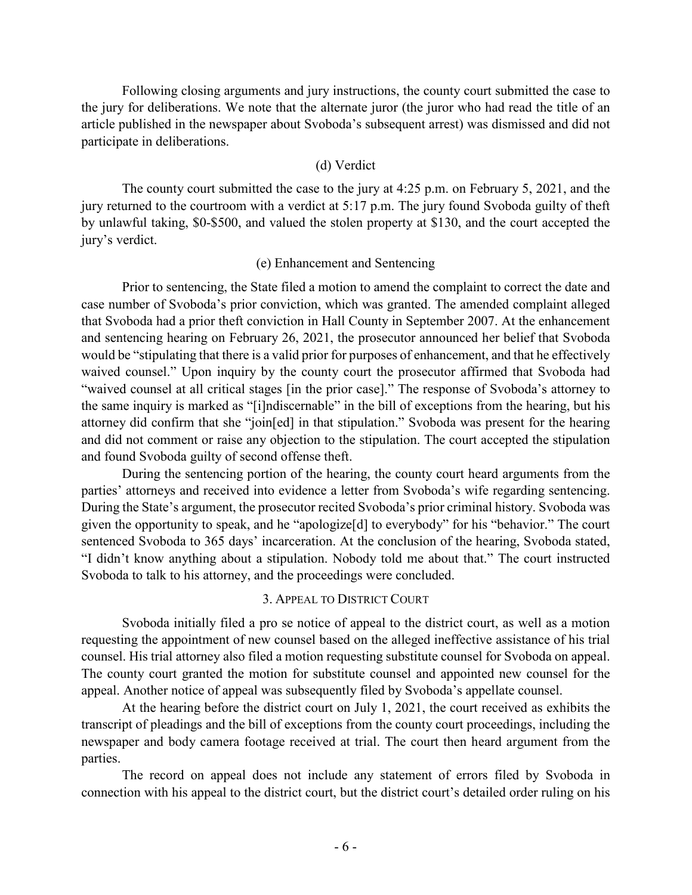Following closing arguments and jury instructions, the county court submitted the case to the jury for deliberations. We note that the alternate juror (the juror who had read the title of an article published in the newspaper about Svoboda's subsequent arrest) was dismissed and did not participate in deliberations.

### (d) Verdict

The county court submitted the case to the jury at 4:25 p.m. on February 5, 2021, and the jury returned to the courtroom with a verdict at 5:17 p.m. The jury found Svoboda guilty of theft by unlawful taking, \$0-\$500, and valued the stolen property at \$130, and the court accepted the jury's verdict.

### (e) Enhancement and Sentencing

Prior to sentencing, the State filed a motion to amend the complaint to correct the date and case number of Svoboda's prior conviction, which was granted. The amended complaint alleged that Svoboda had a prior theft conviction in Hall County in September 2007. At the enhancement and sentencing hearing on February 26, 2021, the prosecutor announced her belief that Svoboda would be "stipulating that there is a valid prior for purposes of enhancement, and that he effectively waived counsel." Upon inquiry by the county court the prosecutor affirmed that Svoboda had "waived counsel at all critical stages [in the prior case]." The response of Svoboda's attorney to the same inquiry is marked as "[i]ndiscernable" in the bill of exceptions from the hearing, but his attorney did confirm that she "join[ed] in that stipulation." Svoboda was present for the hearing and did not comment or raise any objection to the stipulation. The court accepted the stipulation and found Svoboda guilty of second offense theft.

During the sentencing portion of the hearing, the county court heard arguments from the parties' attorneys and received into evidence a letter from Svoboda's wife regarding sentencing. During the State's argument, the prosecutor recited Svoboda's prior criminal history. Svoboda was given the opportunity to speak, and he "apologize[d] to everybody" for his "behavior." The court sentenced Svoboda to 365 days' incarceration. At the conclusion of the hearing, Svoboda stated, "I didn't know anything about a stipulation. Nobody told me about that." The court instructed Svoboda to talk to his attorney, and the proceedings were concluded.

## 3. Appeal to District Court

Svoboda initially filed a pro se notice of appeal to the district court, as well as a motion requesting the appointment of new counsel based on the alleged ineffective assistance of his trial counsel. His trial attorney also filed a motion requesting substitute counsel for Svoboda on appeal. The county court granted the motion for substitute counsel and appointed new counsel for the appeal. Another notice of appeal was subsequently filed by Svoboda's appellate counsel.

At the hearing before the district court on July 1, 2021, the court received as exhibits the transcript of pleadings and the bill of exceptions from the county court proceedings, including the newspaper and body camera footage received at trial. The court then heard argument from the parties.

The record on appeal does not include any statement of errors filed by Svoboda in connection with his appeal to the district court, but the district court's detailed order ruling on his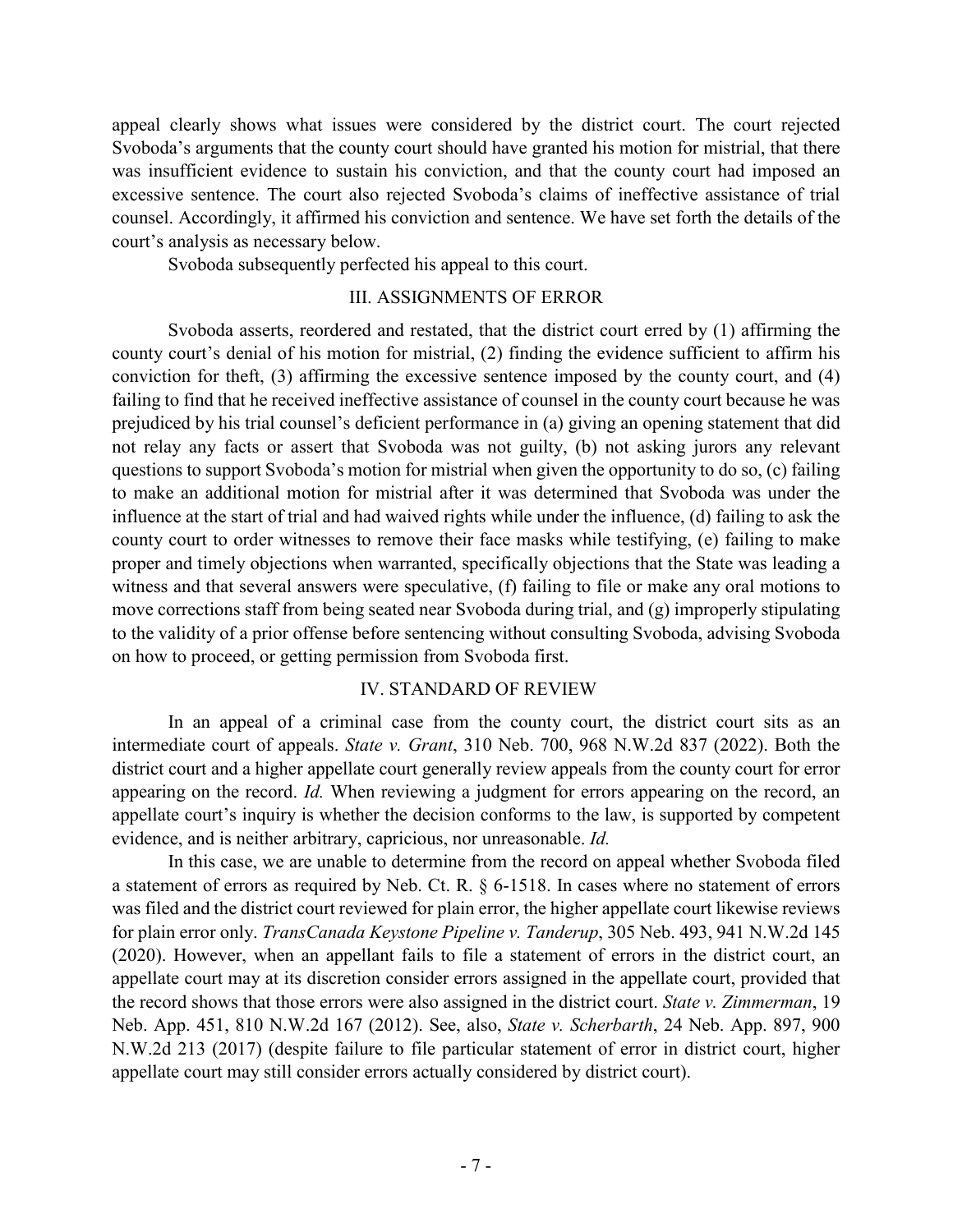appeal clearly shows what issues were considered by the district court. The court rejected Svoboda's arguments that the county court should have granted his motion for mistrial, that there was insufficient evidence to sustain his conviction, and that the county court had imposed an excessive sentence. The court also rejected Svoboda's claims of ineffective assistance of trial counsel. Accordingly, it affirmed his conviction and sentence. We have set forth the details of the court's analysis as necessary below.

Svoboda subsequently perfected his appeal to this court.

## III. ASSIGNMENTS OF ERROR

Svoboda asserts, reordered and restated, that the district court erred by (1) affirming the county court's denial of his motion for mistrial, (2) finding the evidence sufficient to affirm his conviction for theft, (3) affirming the excessive sentence imposed by the county court, and (4) failing to find that he received ineffective assistance of counsel in the county court because he was prejudiced by his trial counsel's deficient performance in (a) giving an opening statement that did not relay any facts or assert that Svoboda was not guilty, (b) not asking jurors any relevant questions to support Svoboda's motion for mistrial when given the opportunity to do so, (c) failing to make an additional motion for mistrial after it was determined that Svoboda was under the influence at the start of trial and had waived rights while under the influence, (d) failing to ask the county court to order witnesses to remove their face masks while testifying, (e) failing to make proper and timely objections when warranted, specifically objections that the State was leading a witness and that several answers were speculative, (f) failing to file or make any oral motions to move corrections staff from being seated near Svoboda during trial, and (g) improperly stipulating to the validity of a prior offense before sentencing without consulting Svoboda, advising Svoboda on how to proceed, or getting permission from Svoboda first.

## IV. STANDARD OF REVIEW

In an appeal of a criminal case from the county court, the district court sits as an intermediate court of appeals. *State v. Grant*, 310 Neb. 700, 968 N.W.2d 837 (2022). Both the district court and a higher appellate court generally review appeals from the county court for error appearing on the record. *Id.* When reviewing a judgment for errors appearing on the record, an appellate court's inquiry is whether the decision conforms to the law, is supported by competent evidence, and is neither arbitrary, capricious, nor unreasonable. *Id.*

In this case, we are unable to determine from the record on appeal whether Svoboda filed a statement of errors as required by Neb. Ct. R. § 6-1518. In cases where no statement of errors was filed and the district court reviewed for plain error, the higher appellate court likewise reviews for plain error only. *TransCanada Keystone Pipeline v. Tanderup*, 305 Neb. 493, 941 N.W.2d 145 (2020). However, when an appellant fails to file a statement of errors in the district court, an appellate court may at its discretion consider errors assigned in the appellate court, provided that the record shows that those errors were also assigned in the district court. *State v. Zimmerman*, 19 Neb. App. 451, 810 N.W.2d 167 (2012). See, also, *State v. Scherbarth*, 24 Neb. App. 897, 900 N.W.2d 213 (2017) (despite failure to file particular statement of error in district court, higher appellate court may still consider errors actually considered by district court).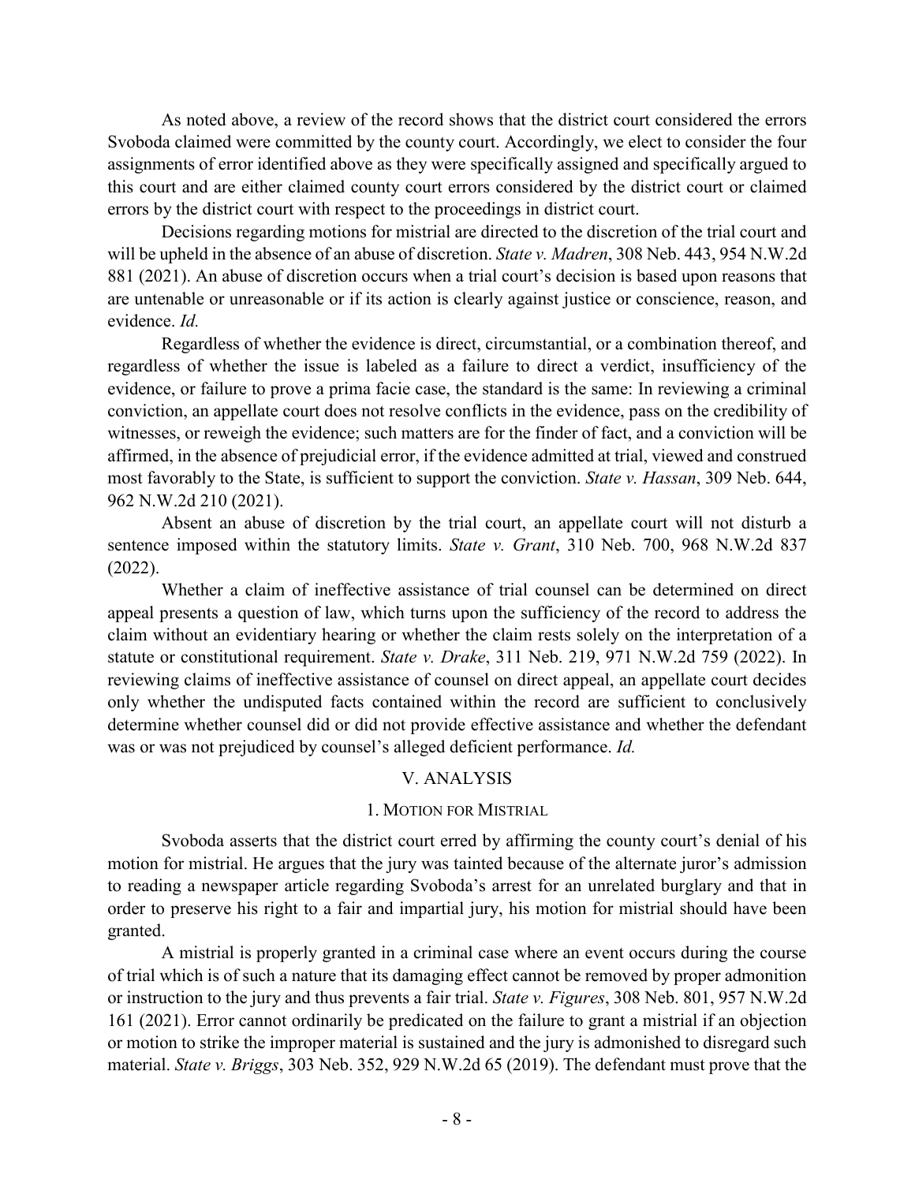As noted above, a review of the record shows that the district court considered the errors Svoboda claimed were committed by the county court. Accordingly, we elect to consider the four assignments of error identified above as they were specifically assigned and specifically argued to this court and are either claimed county court errors considered by the district court or claimed errors by the district court with respect to the proceedings in district court.

Decisions regarding motions for mistrial are directed to the discretion of the trial court and will be upheld in the absence of an abuse of discretion. *State v. Madren*, 308 Neb. 443, 954 N.W.2d 881 (2021). An abuse of discretion occurs when a trial court's decision is based upon reasons that are untenable or unreasonable or if its action is clearly against justice or conscience, reason, and evidence. *Id.*

Regardless of whether the evidence is direct, circumstantial, or a combination thereof, and regardless of whether the issue is labeled as a failure to direct a verdict, insufficiency of the evidence, or failure to prove a prima facie case, the standard is the same: In reviewing a criminal conviction, an appellate court does not resolve conflicts in the evidence, pass on the credibility of witnesses, or reweigh the evidence; such matters are for the finder of fact, and a conviction will be affirmed, in the absence of prejudicial error, if the evidence admitted at trial, viewed and construed most favorably to the State, is sufficient to support the conviction. *State v. Hassan*, 309 Neb. 644, 962 N.W.2d 210 (2021).

Absent an abuse of discretion by the trial court, an appellate court will not disturb a sentence imposed within the statutory limits. *State v. Grant*, 310 Neb. 700, 968 N.W.2d 837 (2022).

Whether a claim of ineffective assistance of trial counsel can be determined on direct appeal presents a question of law, which turns upon the sufficiency of the record to address the claim without an evidentiary hearing or whether the claim rests solely on the interpretation of a statute or constitutional requirement. *State v. Drake*, 311 Neb. 219, 971 N.W.2d 759 (2022). In reviewing claims of ineffective assistance of counsel on direct appeal, an appellate court decides only whether the undisputed facts contained within the record are sufficient to conclusively determine whether counsel did or did not provide effective assistance and whether the defendant was or was not prejudiced by counsel's alleged deficient performance. *Id.*

## V. ANALYSIS

### 1. Motion for Mistrial

Svoboda asserts that the district court erred by affirming the county court's denial of his motion for mistrial. He argues that the jury was tainted because of the alternate juror's admission to reading a newspaper article regarding Svoboda's arrest for an unrelated burglary and that in order to preserve his right to a fair and impartial jury, his motion for mistrial should have been granted.

A mistrial is properly granted in a criminal case where an event occurs during the course of trial which is of such a nature that its damaging effect cannot be removed by proper admonition or instruction to the jury and thus prevents a fair trial. *State v. Figures*, 308 Neb. 801, 957 N.W.2d 161 (2021). Error cannot ordinarily be predicated on the failure to grant a mistrial if an objection or motion to strike the improper material is sustained and the jury is admonished to disregard such material. *State v. Briggs*, 303 Neb. 352, 929 N.W.2d 65 (2019). The defendant must prove that the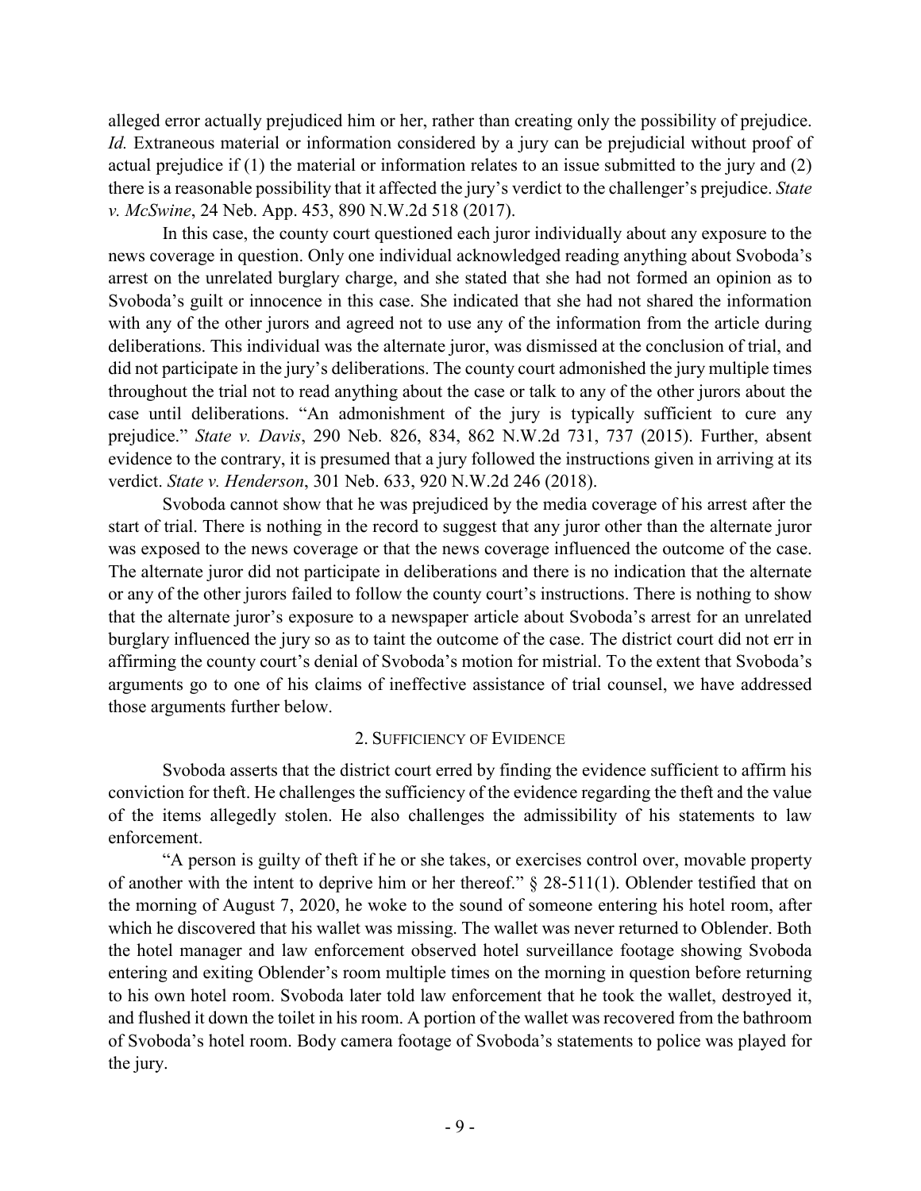alleged error actually prejudiced him or her, rather than creating only the possibility of prejudice. *Id.* Extraneous material or information considered by a jury can be prejudicial without proof of actual prejudice if (1) the material or information relates to an issue submitted to the jury and (2) there is a reasonable possibility that it affected the jury's verdict to the challenger's prejudice. *State v. McSwine*, 24 Neb. App. 453, 890 N.W.2d 518 (2017).

In this case, the county court questioned each juror individually about any exposure to the news coverage in question. Only one individual acknowledged reading anything about Svoboda's arrest on the unrelated burglary charge, and she stated that she had not formed an opinion as to Svoboda's guilt or innocence in this case. She indicated that she had not shared the information with any of the other jurors and agreed not to use any of the information from the article during deliberations. This individual was the alternate juror, was dismissed at the conclusion of trial, and did not participate in the jury's deliberations. The county court admonished the jury multiple times throughout the trial not to read anything about the case or talk to any of the other jurors about the case until deliberations. "An admonishment of the jury is typically sufficient to cure any prejudice." *State v. Davis*, 290 Neb. 826, 834, 862 N.W.2d 731, 737 (2015). Further, absent evidence to the contrary, it is presumed that a jury followed the instructions given in arriving at its verdict. *State v. Henderson*, 301 Neb. 633, 920 N.W.2d 246 (2018).

Svoboda cannot show that he was prejudiced by the media coverage of his arrest after the start of trial. There is nothing in the record to suggest that any juror other than the alternate juror was exposed to the news coverage or that the news coverage influenced the outcome of the case. The alternate juror did not participate in deliberations and there is no indication that the alternate or any of the other jurors failed to follow the county court's instructions. There is nothing to show that the alternate juror's exposure to a newspaper article about Svoboda's arrest for an unrelated burglary influenced the jury so as to taint the outcome of the case. The district court did not err in affirming the county court's denial of Svoboda's motion for mistrial. To the extent that Svoboda's arguments go to one of his claims of ineffective assistance of trial counsel, we have addressed those arguments further below.

## 2. SUFFICIENCY OF EVIDENCE

Svoboda asserts that the district court erred by finding the evidence sufficient to affirm his conviction for theft. He challenges the sufficiency of the evidence regarding the theft and the value of the items allegedly stolen. He also challenges the admissibility of his statements to law enforcement.

"A person is guilty of theft if he or she takes, or exercises control over, movable property of another with the intent to deprive him or her thereof." § 28-511(1). Oblender testified that on the morning of August 7, 2020, he woke to the sound of someone entering his hotel room, after which he discovered that his wallet was missing. The wallet was never returned to Oblender. Both the hotel manager and law enforcement observed hotel surveillance footage showing Svoboda entering and exiting Oblender's room multiple times on the morning in question before returning to his own hotel room. Svoboda later told law enforcement that he took the wallet, destroyed it, and flushed it down the toilet in his room. A portion of the wallet was recovered from the bathroom of Svoboda's hotel room. Body camera footage of Svoboda's statements to police was played for the jury.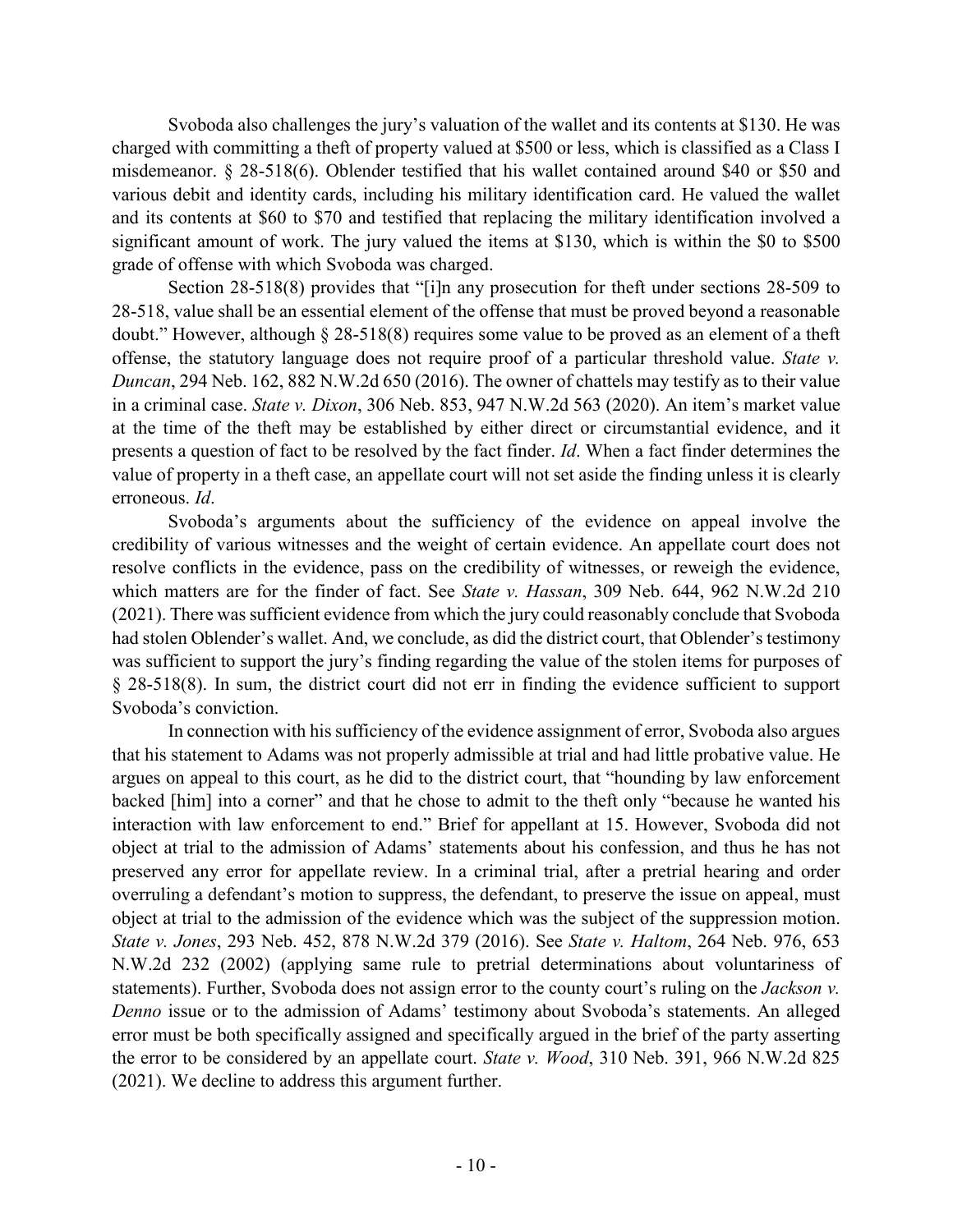Svoboda also challenges the jury's valuation of the wallet and its contents at $130. He was charged with committing a theft of property valued at $500 or less, which is classified as a Class I misdemeanor. § 28-518(6). Oblender testified that his wallet contained around $40 or $50 and various debit and identity cards, including his military identification card. He valued the wallet and its contents at $60 to $70 and testified that replacing the military identification involved a significant amount of work. The jury valued the items at $130, which is within the $0 to $500 grade of offense with which Svoboda was charged.

Section 28-518(8) provides that "[i]n any prosecution for theft under sections 28-509 to 28-518, value shall be an essential element of the offense that must be proved beyond a reasonable doubt." However, although § 28-518(8) requires some value to be proved as an element of a theft offense, the statutory language does not require proof of a particular threshold value. *State v. Duncan*, 294 Neb. 162, 882 N.W.2d 650 (2016). The owner of chattels may testify as to their value in a criminal case. *State v. Dixon*, 306 Neb. 853, 947 N.W.2d 563 (2020). An item's market value at the time of the theft may be established by either direct or circumstantial evidence, and it presents a question of fact to be resolved by the fact finder. *Id*. When a fact finder determines the value of property in a theft case, an appellate court will not set aside the finding unless it is clearly erroneous. *Id*.

Svoboda's arguments about the sufficiency of the evidence on appeal involve the credibility of various witnesses and the weight of certain evidence. An appellate court does not resolve conflicts in the evidence, pass on the credibility of witnesses, or reweigh the evidence, which matters are for the finder of fact. See *State v. Hassan*, 309 Neb. 644, 962 N.W.2d 210 (2021). There was sufficient evidence from which the jury could reasonably conclude that Svoboda had stolen Oblender's wallet. And, we conclude, as did the district court, that Oblender's testimony was sufficient to support the jury's finding regarding the value of the stolen items for purposes of § 28-518(8). In sum, the district court did not err in finding the evidence sufficient to support Svoboda's conviction.

In connection with his sufficiency of the evidence assignment of error, Svoboda also argues that his statement to Adams was not properly admissible at trial and had little probative value. He argues on appeal to this court, as he did to the district court, that "hounding by law enforcement backed [him] into a corner" and that he chose to admit to the theft only "because he wanted his interaction with law enforcement to end." Brief for appellant at 15. However, Svoboda did not object at trial to the admission of Adams' statements about his confession, and thus he has not preserved any error for appellate review. In a criminal trial, after a pretrial hearing and order overruling a defendant's motion to suppress, the defendant, to preserve the issue on appeal, must object at trial to the admission of the evidence which was the subject of the suppression motion. *State v. Jones*, 293 Neb. 452, 878 N.W.2d 379 (2016). See *State v. Haltom*, 264 Neb. 976, 653 N.W.2d 232 (2002) (applying same rule to pretrial determinations about voluntariness of statements). Further, Svoboda does not assign error to the county court's ruling on the *Jackson v. Denno* issue or to the admission of Adams' testimony about Svoboda's statements. An alleged error must be both specifically assigned and specifically argued in the brief of the party asserting the error to be considered by an appellate court. *State v. Wood*, 310 Neb. 391, 966 N.W.2d 825 (2021). We decline to address this argument further.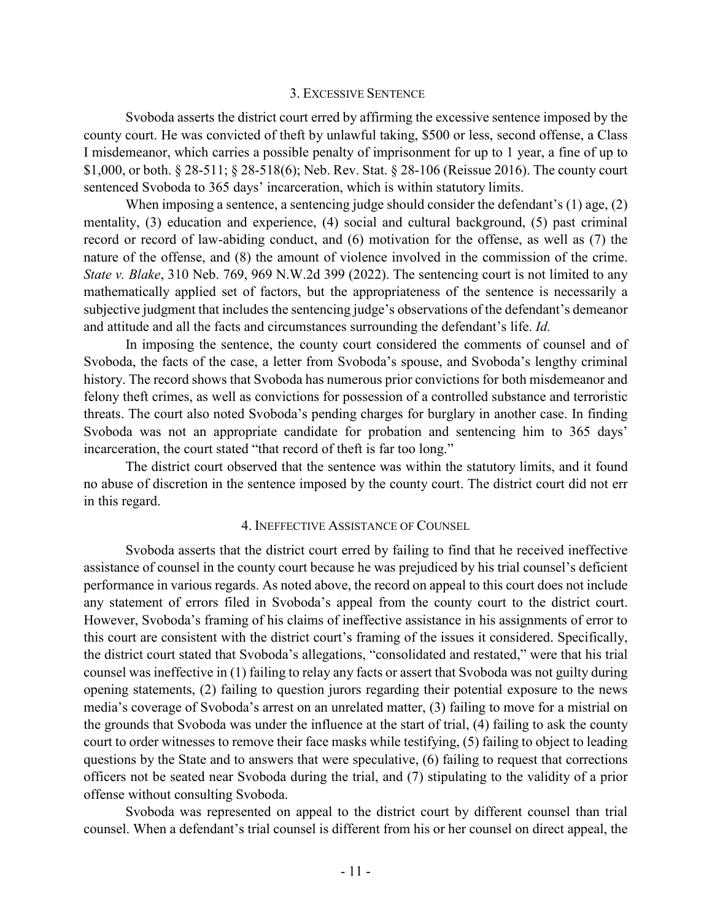### 3. EXCESSIVE SENTENCE

Svoboda asserts the district court erred by affirming the excessive sentence imposed by the county court. He was convicted of theft by unlawful taking, $500 or less, second offense, a Class I misdemeanor, which carries a possible penalty of imprisonment for up to 1 year, a fine of up to $1,000, or both. § 28-511; § 28-518(6); Neb. Rev. Stat. § 28-106 (Reissue 2016). The county court sentenced Svoboda to 365 days' incarceration, which is within statutory limits.

When imposing a sentence, a sentencing judge should consider the defendant's (1) age, (2) mentality, (3) education and experience, (4) social and cultural background, (5) past criminal record or record of law-abiding conduct, and (6) motivation for the offense, as well as (7) the nature of the offense, and (8) the amount of violence involved in the commission of the crime. *State v. Blake*, 310 Neb. 769, 969 N.W.2d 399 (2022). The sentencing court is not limited to any mathematically applied set of factors, but the appropriateness of the sentence is necessarily a subjective judgment that includes the sentencing judge's observations of the defendant's demeanor and attitude and all the facts and circumstances surrounding the defendant's life. *Id.*

In imposing the sentence, the county court considered the comments of counsel and of Svoboda, the facts of the case, a letter from Svoboda's spouse, and Svoboda's lengthy criminal history. The record shows that Svoboda has numerous prior convictions for both misdemeanor and felony theft crimes, as well as convictions for possession of a controlled substance and terroristic threats. The court also noted Svoboda's pending charges for burglary in another case. In finding Svoboda was not an appropriate candidate for probation and sentencing him to 365 days' incarceration, the court stated "that record of theft is far too long."

The district court observed that the sentence was within the statutory limits, and it found no abuse of discretion in the sentence imposed by the county court. The district court did not err in this regard.

### 4. INEFFECTIVE ASSISTANCE OF COUNSEL

Svoboda asserts that the district court erred by failing to find that he received ineffective assistance of counsel in the county court because he was prejudiced by his trial counsel's deficient performance in various regards. As noted above, the record on appeal to this court does not include any statement of errors filed in Svoboda's appeal from the county court to the district court. However, Svoboda's framing of his claims of ineffective assistance in his assignments of error to this court are consistent with the district court's framing of the issues it considered. Specifically, the district court stated that Svoboda's allegations, "consolidated and restated," were that his trial counsel was ineffective in (1) failing to relay any facts or assert that Svoboda was not guilty during opening statements, (2) failing to question jurors regarding their potential exposure to the news media's coverage of Svoboda's arrest on an unrelated matter, (3) failing to move for a mistrial on the grounds that Svoboda was under the influence at the start of trial, (4) failing to ask the county court to order witnesses to remove their face masks while testifying, (5) failing to object to leading questions by the State and to answers that were speculative, (6) failing to request that corrections officers not be seated near Svoboda during the trial, and (7) stipulating to the validity of a prior offense without consulting Svoboda.

Svoboda was represented on appeal to the district court by different counsel than trial counsel. When a defendant's trial counsel is different from his or her counsel on direct appeal, the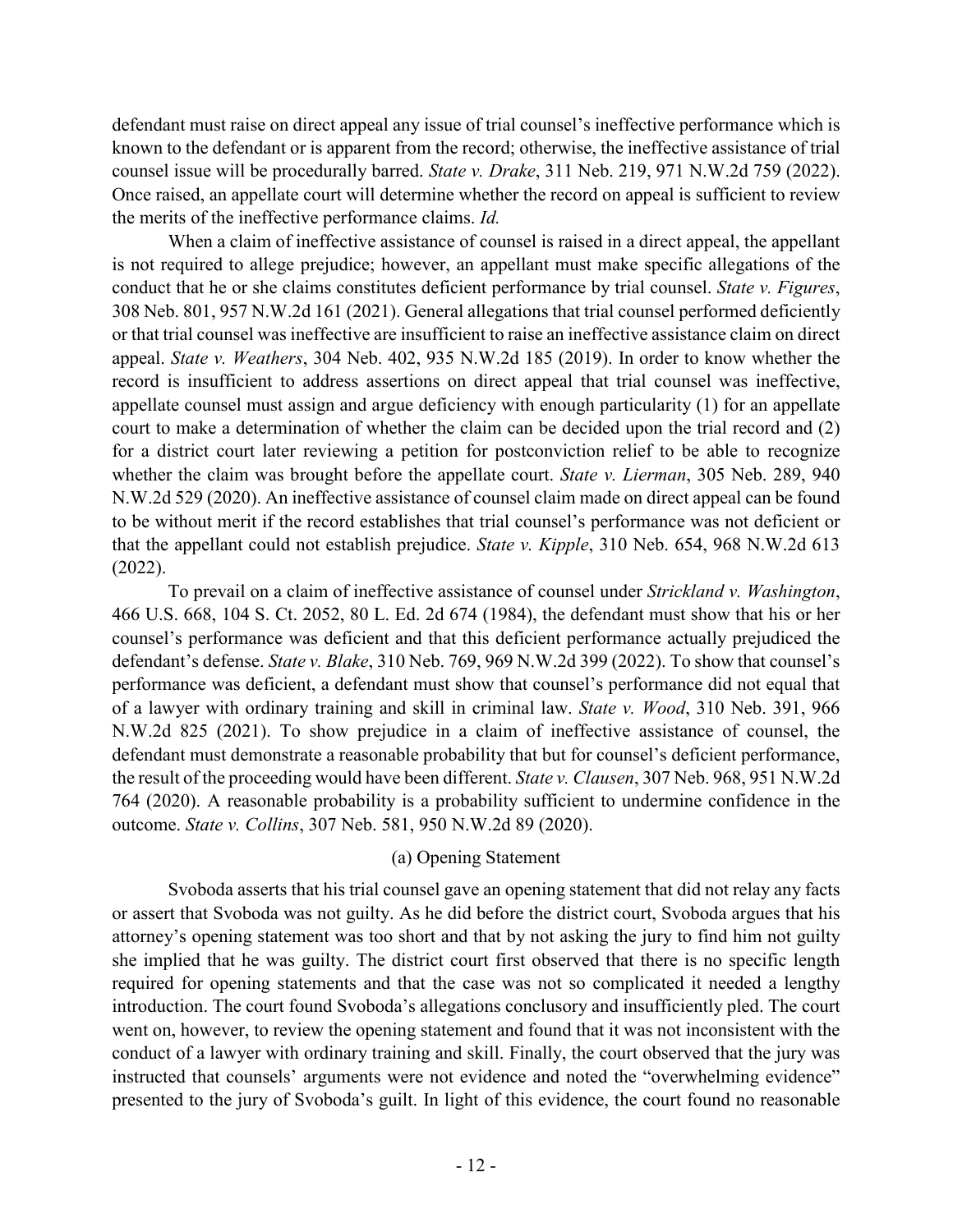defendant must raise on direct appeal any issue of trial counsel's ineffective performance which is known to the defendant or is apparent from the record; otherwise, the ineffective assistance of trial counsel issue will be procedurally barred. *State v. Drake*, 311 Neb. 219, 971 N.W.2d 759 (2022). Once raised, an appellate court will determine whether the record on appeal is sufficient to review the merits of the ineffective performance claims. *Id.*

When a claim of ineffective assistance of counsel is raised in a direct appeal, the appellant is not required to allege prejudice; however, an appellant must make specific allegations of the conduct that he or she claims constitutes deficient performance by trial counsel. *State v. Figures*, 308 Neb. 801, 957 N.W.2d 161 (2021). General allegations that trial counsel performed deficiently or that trial counsel was ineffective are insufficient to raise an ineffective assistance claim on direct appeal. *State v. Weathers*, 304 Neb. 402, 935 N.W.2d 185 (2019). In order to know whether the record is insufficient to address assertions on direct appeal that trial counsel was ineffective, appellate counsel must assign and argue deficiency with enough particularity (1) for an appellate court to make a determination of whether the claim can be decided upon the trial record and (2) for a district court later reviewing a petition for postconviction relief to be able to recognize whether the claim was brought before the appellate court. *State v. Lierman*, 305 Neb. 289, 940 N.W.2d 529 (2020). An ineffective assistance of counsel claim made on direct appeal can be found to be without merit if the record establishes that trial counsel's performance was not deficient or that the appellant could not establish prejudice. *State v. Kipple*, 310 Neb. 654, 968 N.W.2d 613 (2022).

To prevail on a claim of ineffective assistance of counsel under *Strickland v. Washington*, 466 U.S. 668, 104 S. Ct. 2052, 80 L. Ed. 2d 674 (1984), the defendant must show that his or her counsel's performance was deficient and that this deficient performance actually prejudiced the defendant's defense. *State v. Blake*, 310 Neb. 769, 969 N.W.2d 399 (2022). To show that counsel's performance was deficient, a defendant must show that counsel's performance did not equal that of a lawyer with ordinary training and skill in criminal law. *State v. Wood*, 310 Neb. 391, 966 N.W.2d 825 (2021). To show prejudice in a claim of ineffective assistance of counsel, the defendant must demonstrate a reasonable probability that but for counsel's deficient performance, the result of the proceeding would have been different. *State v. Clausen*, 307 Neb. 968, 951 N.W.2d 764 (2020). A reasonable probability is a probability sufficient to undermine confidence in the outcome. *State v. Collins*, 307 Neb. 581, 950 N.W.2d 89 (2020).

### (a) Opening Statement

Svoboda asserts that his trial counsel gave an opening statement that did not relay any facts or assert that Svoboda was not guilty. As he did before the district court, Svoboda argues that his attorney's opening statement was too short and that by not asking the jury to find him not guilty she implied that he was guilty. The district court first observed that there is no specific length required for opening statements and that the case was not so complicated it needed a lengthy introduction. The court found Svoboda's allegations conclusory and insufficiently pled. The court went on, however, to review the opening statement and found that it was not inconsistent with the conduct of a lawyer with ordinary training and skill. Finally, the court observed that the jury was instructed that counsels' arguments were not evidence and noted the "overwhelming evidence" presented to the jury of Svoboda's guilt. In light of this evidence, the court found no reasonable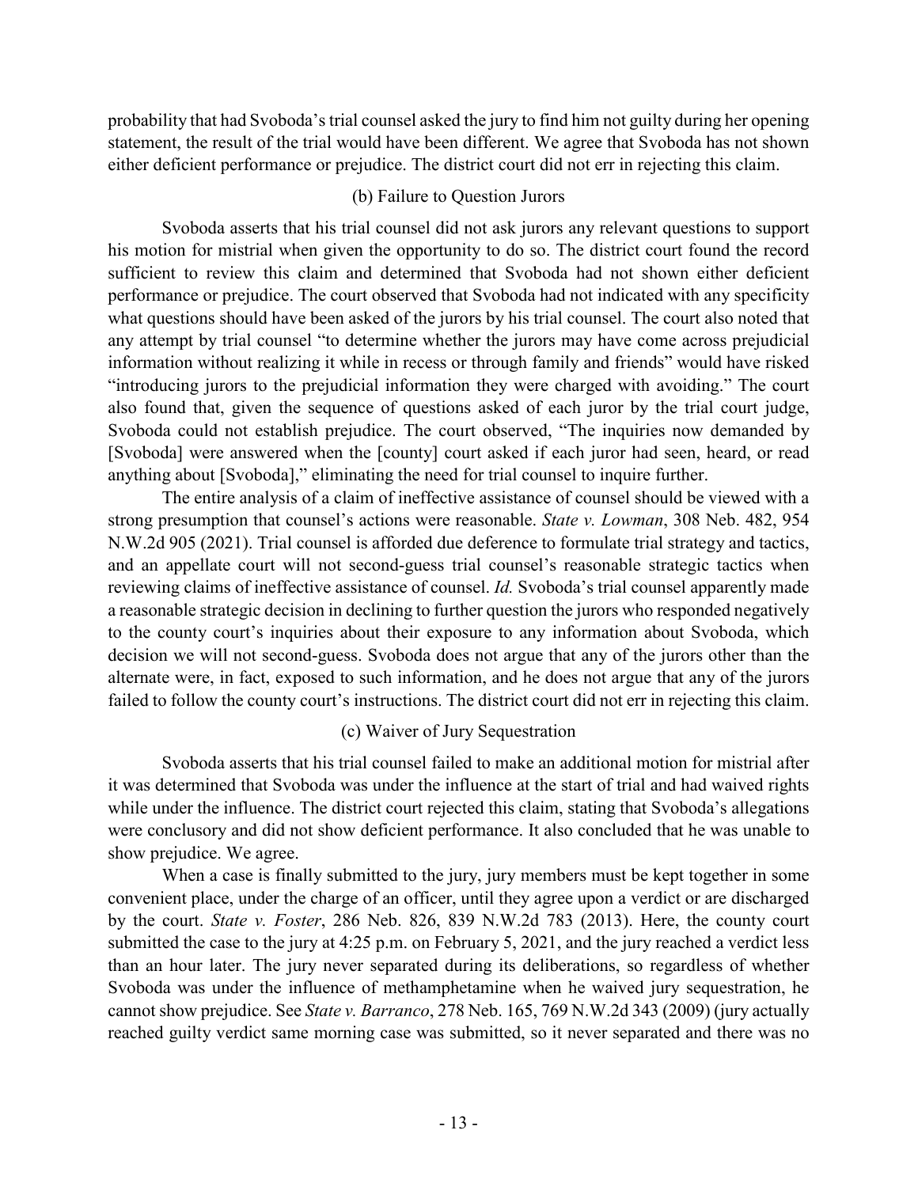probability that had Svoboda's trial counsel asked the jury to find him not guilty during her opening statement, the result of the trial would have been different. We agree that Svoboda has not shown either deficient performance or prejudice. The district court did not err in rejecting this claim.

### (b) Failure to Question Jurors

Svoboda asserts that his trial counsel did not ask jurors any relevant questions to support his motion for mistrial when given the opportunity to do so. The district court found the record sufficient to review this claim and determined that Svoboda had not shown either deficient performance or prejudice. The court observed that Svoboda had not indicated with any specificity what questions should have been asked of the jurors by his trial counsel. The court also noted that any attempt by trial counsel "to determine whether the jurors may have come across prejudicial information without realizing it while in recess or through family and friends" would have risked "introducing jurors to the prejudicial information they were charged with avoiding." The court also found that, given the sequence of questions asked of each juror by the trial court judge, Svoboda could not establish prejudice. The court observed, "The inquiries now demanded by [Svoboda] were answered when the [county] court asked if each juror had seen, heard, or read anything about [Svoboda]," eliminating the need for trial counsel to inquire further.

The entire analysis of a claim of ineffective assistance of counsel should be viewed with a strong presumption that counsel's actions were reasonable. *State v. Lowman*, 308 Neb. 482, 954 N.W.2d 905 (2021). Trial counsel is afforded due deference to formulate trial strategy and tactics, and an appellate court will not second-guess trial counsel's reasonable strategic tactics when reviewing claims of ineffective assistance of counsel. *Id.* Svoboda's trial counsel apparently made a reasonable strategic decision in declining to further question the jurors who responded negatively to the county court's inquiries about their exposure to any information about Svoboda, which decision we will not second-guess. Svoboda does not argue that any of the jurors other than the alternate were, in fact, exposed to such information, and he does not argue that any of the jurors failed to follow the county court's instructions. The district court did not err in rejecting this claim.

### (c) Waiver of Jury Sequestration

Svoboda asserts that his trial counsel failed to make an additional motion for mistrial after it was determined that Svoboda was under the influence at the start of trial and had waived rights while under the influence. The district court rejected this claim, stating that Svoboda's allegations were conclusory and did not show deficient performance. It also concluded that he was unable to show prejudice. We agree.

When a case is finally submitted to the jury, jury members must be kept together in some convenient place, under the charge of an officer, until they agree upon a verdict or are discharged by the court. *State v. Foster*, 286 Neb. 826, 839 N.W.2d 783 (2013). Here, the county court submitted the case to the jury at 4:25 p.m. on February 5, 2021, and the jury reached a verdict less than an hour later. The jury never separated during its deliberations, so regardless of whether Svoboda was under the influence of methamphetamine when he waived jury sequestration, he cannot show prejudice. See *State v. Barranco*, 278 Neb. 165, 769 N.W.2d 343 (2009) (jury actually reached guilty verdict same morning case was submitted, so it never separated and there was no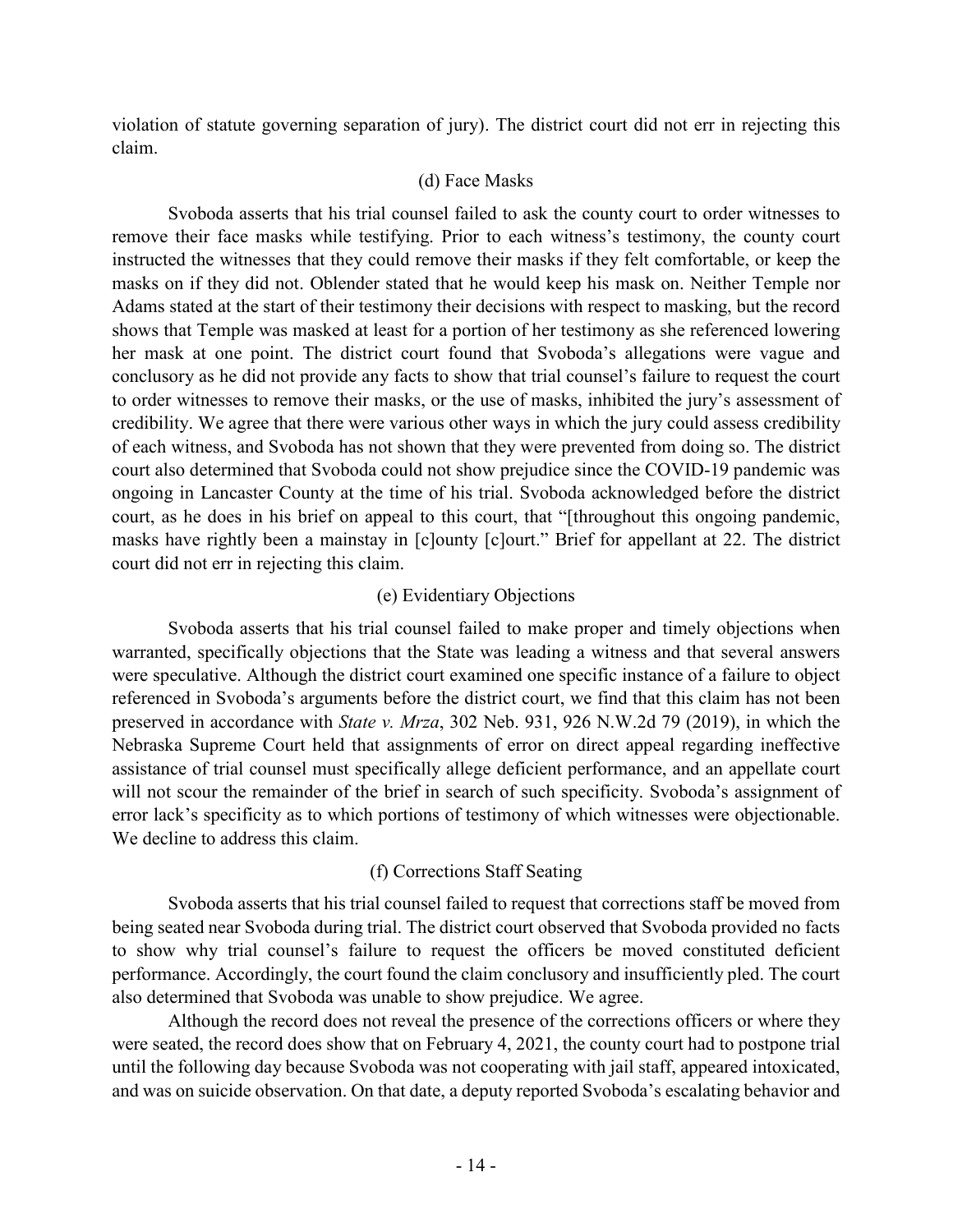violation of statute governing separation of jury). The district court did not err in rejecting this claim.

### (d) Face Masks

Svoboda asserts that his trial counsel failed to ask the county court to order witnesses to remove their face masks while testifying. Prior to each witness's testimony, the county court instructed the witnesses that they could remove their masks if they felt comfortable, or keep the masks on if they did not. Oblender stated that he would keep his mask on. Neither Temple nor Adams stated at the start of their testimony their decisions with respect to masking, but the record shows that Temple was masked at least for a portion of her testimony as she referenced lowering her mask at one point. The district court found that Svoboda's allegations were vague and conclusory as he did not provide any facts to show that trial counsel's failure to request the court to order witnesses to remove their masks, or the use of masks, inhibited the jury's assessment of credibility. We agree that there were various other ways in which the jury could assess credibility of each witness, and Svoboda has not shown that they were prevented from doing so. The district court also determined that Svoboda could not show prejudice since the COVID-19 pandemic was ongoing in Lancaster County at the time of his trial. Svoboda acknowledged before the district court, as he does in his brief on appeal to this court, that "[throughout this ongoing pandemic, masks have rightly been a mainstay in [c]ounty [c]ourt." Brief for appellant at 22. The district court did not err in rejecting this claim.

### (e) Evidentiary Objections

Svoboda asserts that his trial counsel failed to make proper and timely objections when warranted, specifically objections that the State was leading a witness and that several answers were speculative. Although the district court examined one specific instance of a failure to object referenced in Svoboda's arguments before the district court, we find that this claim has not been preserved in accordance with *State v. Mrza*, 302 Neb. 931, 926 N.W.2d 79 (2019), in which the Nebraska Supreme Court held that assignments of error on direct appeal regarding ineffective assistance of trial counsel must specifically allege deficient performance, and an appellate court will not scour the remainder of the brief in search of such specificity. Svoboda's assignment of error lack's specificity as to which portions of testimony of which witnesses were objectionable. We decline to address this claim.

### (f) Corrections Staff Seating

Svoboda asserts that his trial counsel failed to request that corrections staff be moved from being seated near Svoboda during trial. The district court observed that Svoboda provided no facts to show why trial counsel's failure to request the officers be moved constituted deficient performance. Accordingly, the court found the claim conclusory and insufficiently pled. The court also determined that Svoboda was unable to show prejudice. We agree.

Although the record does not reveal the presence of the corrections officers or where they were seated, the record does show that on February 4, 2021, the county court had to postpone trial until the following day because Svoboda was not cooperating with jail staff, appeared intoxicated, and was on suicide observation. On that date, a deputy reported Svoboda's escalating behavior and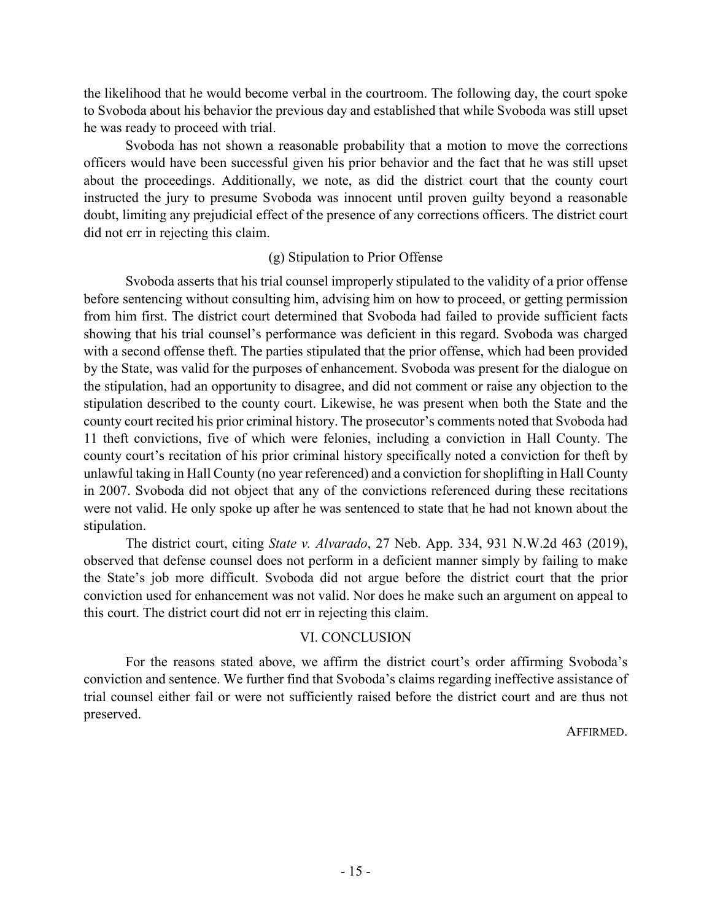the likelihood that he would become verbal in the courtroom. The following day, the court spoke to Svoboda about his behavior the previous day and established that while Svoboda was still upset he was ready to proceed with trial.

Svoboda has not shown a reasonable probability that a motion to move the corrections officers would have been successful given his prior behavior and the fact that he was still upset about the proceedings. Additionally, we note, as did the district court that the county court instructed the jury to presume Svoboda was innocent until proven guilty beyond a reasonable doubt, limiting any prejudicial effect of the presence of any corrections officers. The district court did not err in rejecting this claim.

### (g) Stipulation to Prior Offense

Svoboda asserts that his trial counsel improperly stipulated to the validity of a prior offense before sentencing without consulting him, advising him on how to proceed, or getting permission from him first. The district court determined that Svoboda had failed to provide sufficient facts showing that his trial counsel's performance was deficient in this regard. Svoboda was charged with a second offense theft. The parties stipulated that the prior offense, which had been provided by the State, was valid for the purposes of enhancement. Svoboda was present for the dialogue on the stipulation, had an opportunity to disagree, and did not comment or raise any objection to the stipulation described to the county court. Likewise, he was present when both the State and the county court recited his prior criminal history. The prosecutor's comments noted that Svoboda had 11 theft convictions, five of which were felonies, including a conviction in Hall County. The county court's recitation of his prior criminal history specifically noted a conviction for theft by unlawful taking in Hall County (no year referenced) and a conviction for shoplifting in Hall County in 2007. Svoboda did not object that any of the convictions referenced during these recitations were not valid. He only spoke up after he was sentenced to state that he had not known about the stipulation.

The district court, citing *State v. Alvarado*, 27 Neb. App. 334, 931 N.W.2d 463 (2019), observed that defense counsel does not perform in a deficient manner simply by failing to make the State's job more difficult. Svoboda did not argue before the district court that the prior conviction used for enhancement was not valid. Nor does he make such an argument on appeal to this court. The district court did not err in rejecting this claim.

## VI. CONCLUSION

For the reasons stated above, we affirm the district court's order affirming Svoboda's conviction and sentence. We further find that Svoboda's claims regarding ineffective assistance of trial counsel either fail or were not sufficiently raised before the district court and are thus not preserved.

AFFIRMED.